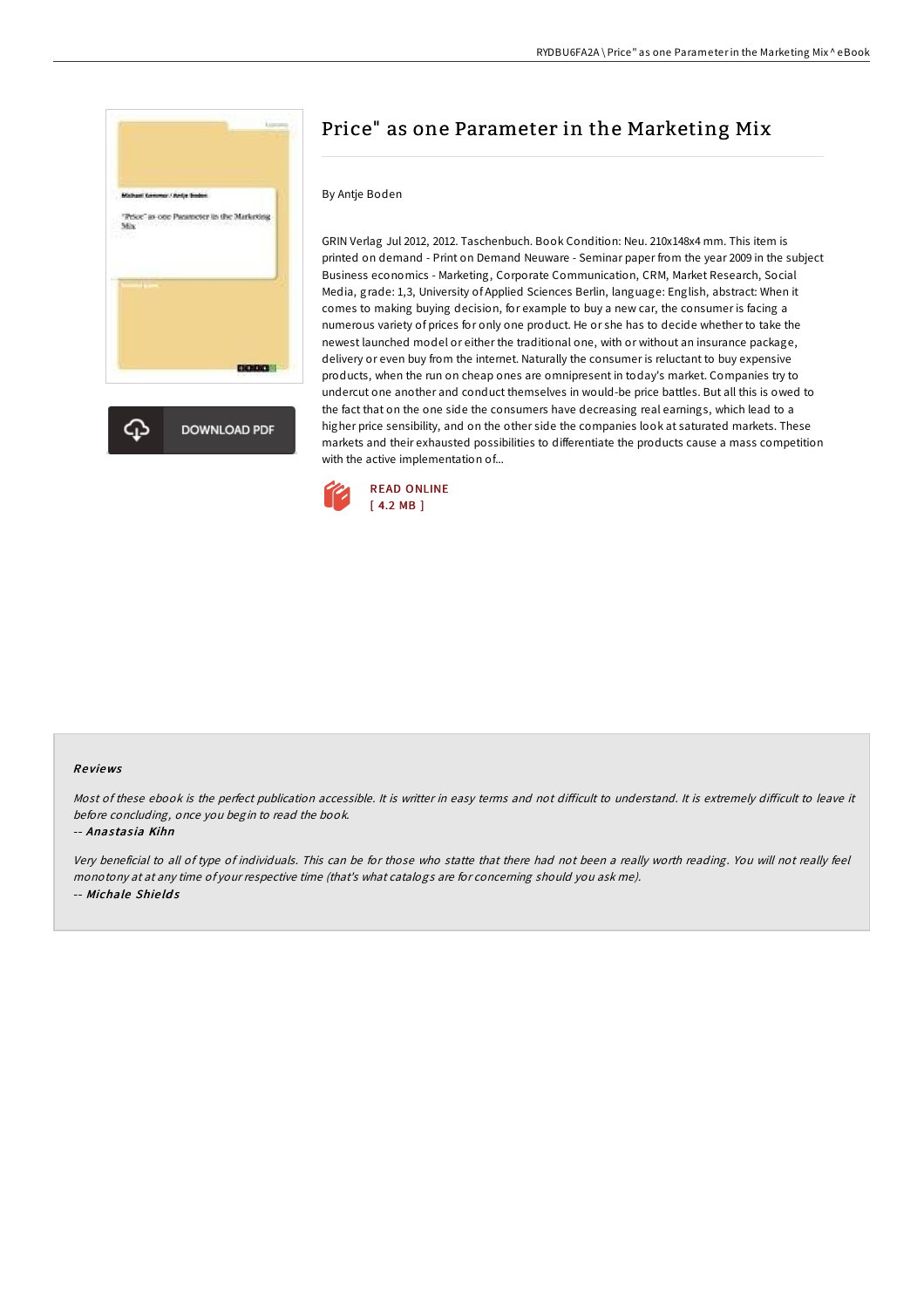# Price" as one Parameter in the Marketing Mix

By Antje Boden

GRIN Verlag Jul 2012, 2012. Taschenbuch. Book Condition: Neu. 210x148x4 mm. This item is printed on demand - Print on Demand Neuware - Seminar paper from the year 2009 in the subject Business economics - Marketing, Corporate Communication, CRM, Market Research, Social Media, grade: 1,3, University of Applied Sciences Berlin, language: English, abstract: When it comes to making buying decision, for example to buy a new car, the consumer is facing a numerous variety of prices for only one product. He or she has to decide whether to take the newest launched model or either the traditional one, with or without an insurance package, delivery or even buy from the internet. Naturally the consumer is reluctant to buy expensive products, when the run on cheap ones are omnipresent in today's market. Companies try to undercut one another and conduct themselves in would-be price battles. But all this is owed to the fact that on the one side the consumers have decreasing real earnings, which lead to a higher price sensibility, and on the other side the companies look at saturated markets. These markets and their exhausted possibilities to differentiate the products cause a mass competition with the active implementation of...

DOWNLOAD PDF

READ ONLINE
[ 4.2 MB ]

### Reviews

*Most of these ebook is the perfect publication accessible. It is writter in easy terms and not difficult to understand. It is extremely difficult to leave it before concluding, once you begin to read the book.*

-- *Anastasia Kihn*

*Very beneficial to all of type of individuals. This can be for those who statte that there had not been a really worth reading. You will not really feel monotony at at any time of your respective time (that's what catalogs are for concerning should you ask me).*

-- *Michale Shields*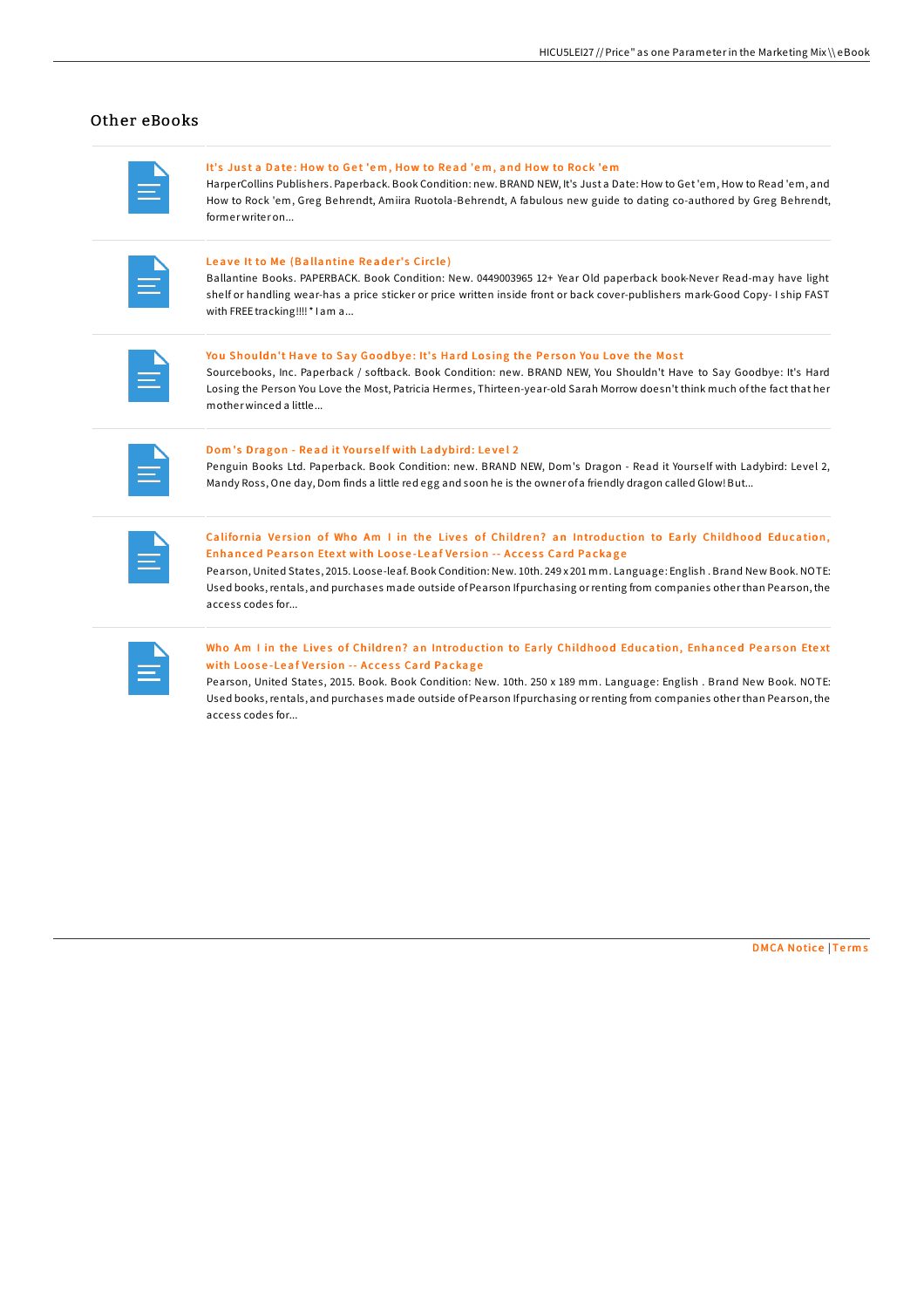## Other eBooks

### It's Just a Date: How to Get 'em, How to Read 'em, and How to Rock 'em

HarperCollins Publishers. Paperback. Book Condition: new. BRAND NEW, It's Just a Date: How to Get 'em, How to Read 'em, and How to Rock 'em, Greg Behrendt, Amiira Ruotola-Behrendt, A fabulous new guide to dating co-authored by Greg Behrendt, former writer on...

### Leave It to Me (Ballantine Reader's Circle)

Ballantine Books. PAPERBACK. Book Condition: New. 0449003965 12+ Year Old paperback book-Never Read-may have light shelf or handling wear-has a price sticker or price written inside front or back cover-publishers mark-Good Copy- I ship FAST with FREE tracking!!!! * I am a...

### You Shouldn't Have to Say Goodbye: It's Hard Losing the Person You Love the Most

Sourcebooks, Inc. Paperback / softback. Book Condition: new. BRAND NEW, You Shouldn't Have to Say Goodbye: It's Hard Losing the Person You Love the Most, Patricia Hermes, Thirteen-year-old Sarah Morrow doesn't think much of the fact that her mother winced a little...

### Dom's Dragon - Read it Yourself with Ladybird: Level 2

Penguin Books Ltd. Paperback. Book Condition: new. BRAND NEW, Dom's Dragon - Read it Yourself with Ladybird: Level 2, Mandy Ross, One day, Dom finds a little red egg and soon he is the owner of a friendly dragon called Glow! But...

### California Version of Who Am I in the Lives of Children? an Introduction to Early Childhood Education, Enhanced Pearson Etext with Loose-Leaf Version -- Access Card Package

Pearson, United States, 2015. Loose-leaf. Book Condition: New. 10th. 249 x 201 mm. Language: English . Brand New Book. NOTE: Used books, rentals, and purchases made outside of Pearson If purchasing or renting from companies other than Pearson, the access codes for...

### Who Am I in the Lives of Children? an Introduction to Early Childhood Education, Enhanced Pearson Etext with Loose-Leaf Version -- Access Card Package

Pearson, United States, 2015. Book. Book Condition: New. 10th. 250 x 189 mm. Language: English . Brand New Book. NOTE: Used books, rentals, and purchases made outside of Pearson If purchasing or renting from companies other than Pearson, the access codes for...

DMCA Notice | Terms